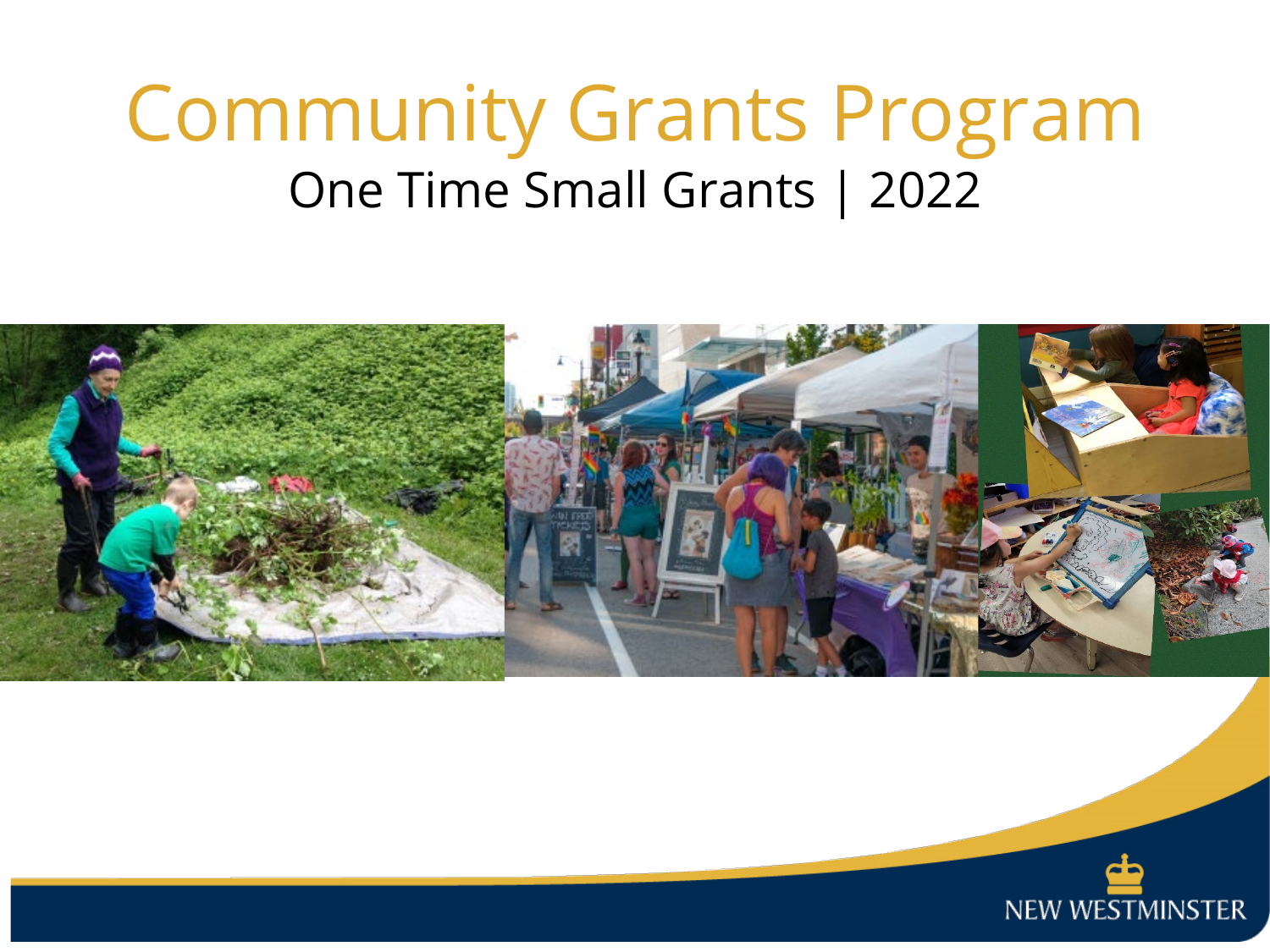# Community Grants Program

## One Time Small Grants | 2022

NEW WESTMINSTER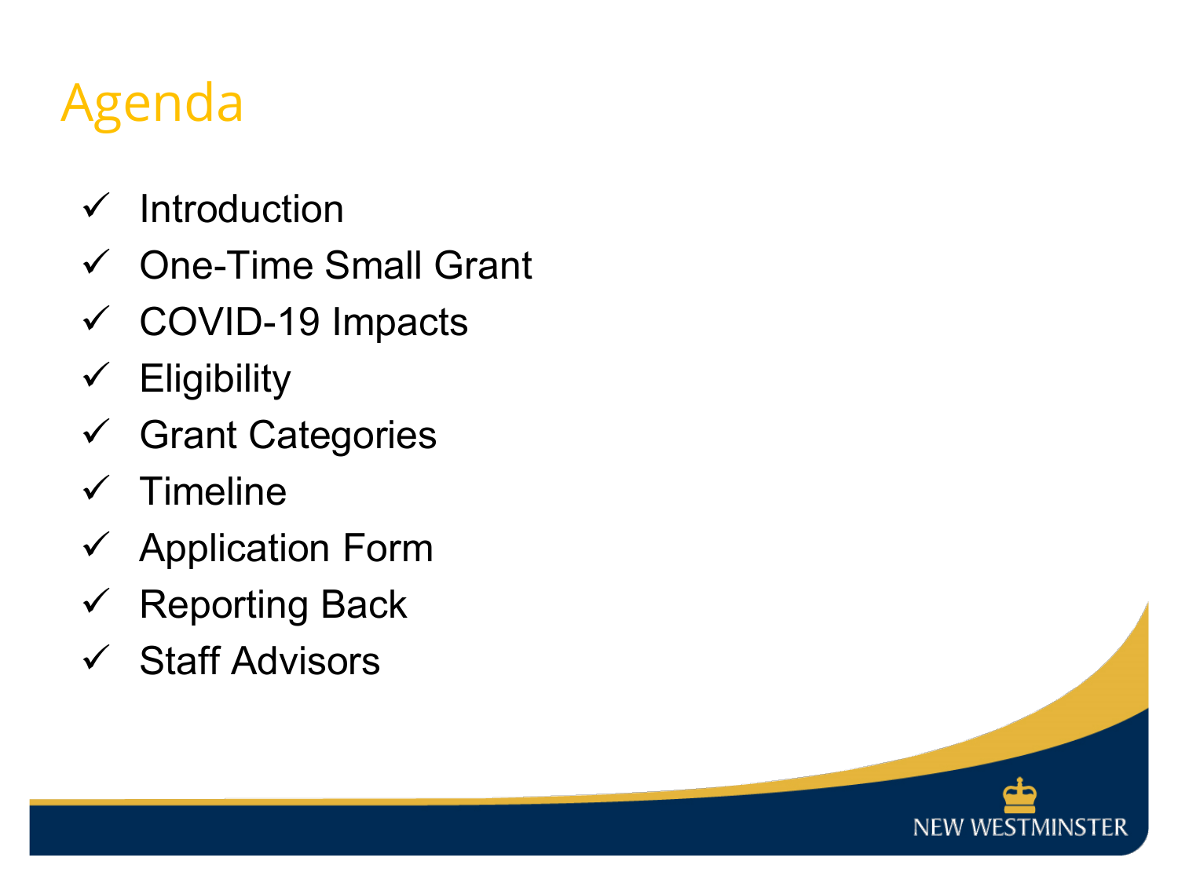# Agenda

- ✓ Introduction
- ✓ One-Time Small Grant
- ✓ COVID-19 Impacts
- ✓ Eligibility
- ✓ Grant Categories
- ✓ Timeline
- ✓ Application Form
- ✓ Reporting Back
- ✓ Staff Advisors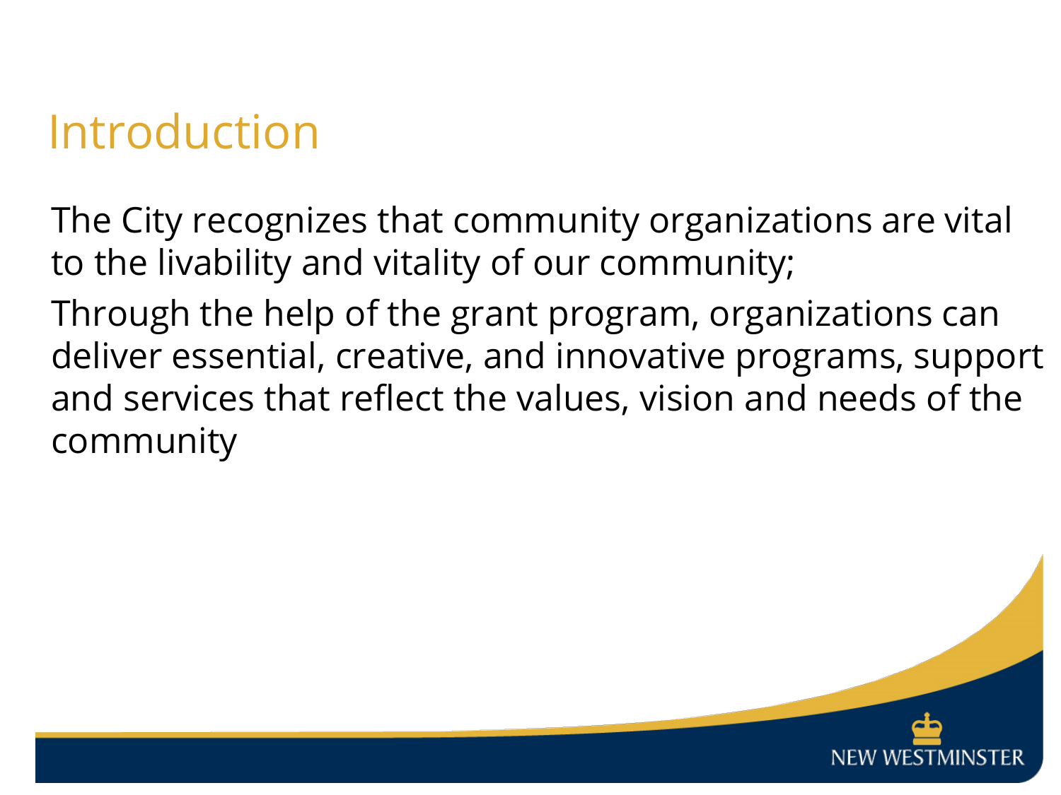# Introduction

The City recognizes that community organizations are vital to the livability and vitality of our community;

Through the help of the grant program, organizations can deliver essential, creative, and innovative programs, support and services that reflect the values, vision and needs of the community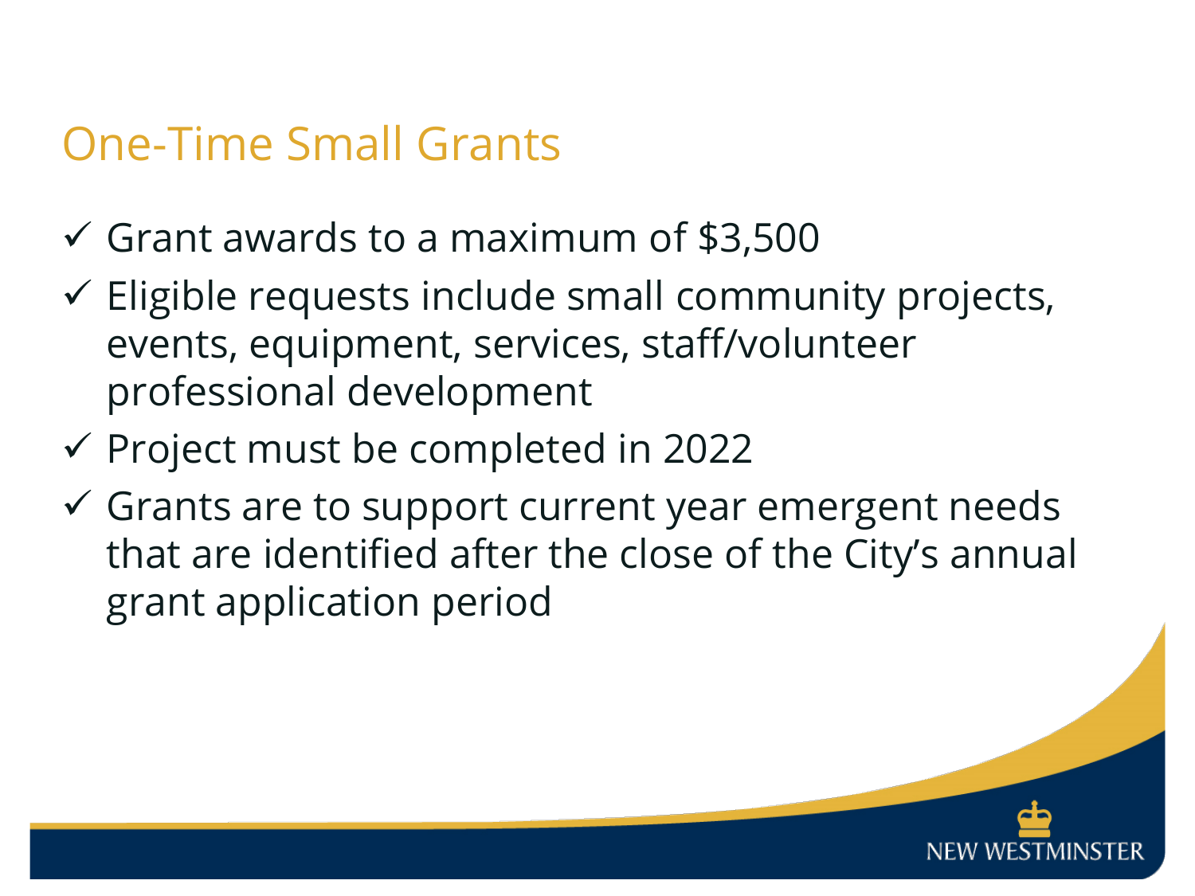# One-Time Small Grants

- ✓ Grant awards to a maximum of $3,500
- ✓ Eligible requests include small community projects, events, equipment, services, staff/volunteer professional development
- ✓ Project must be completed in 2022
- ✓ Grants are to support current year emergent needs that are identified after the close of the City's annual grant application period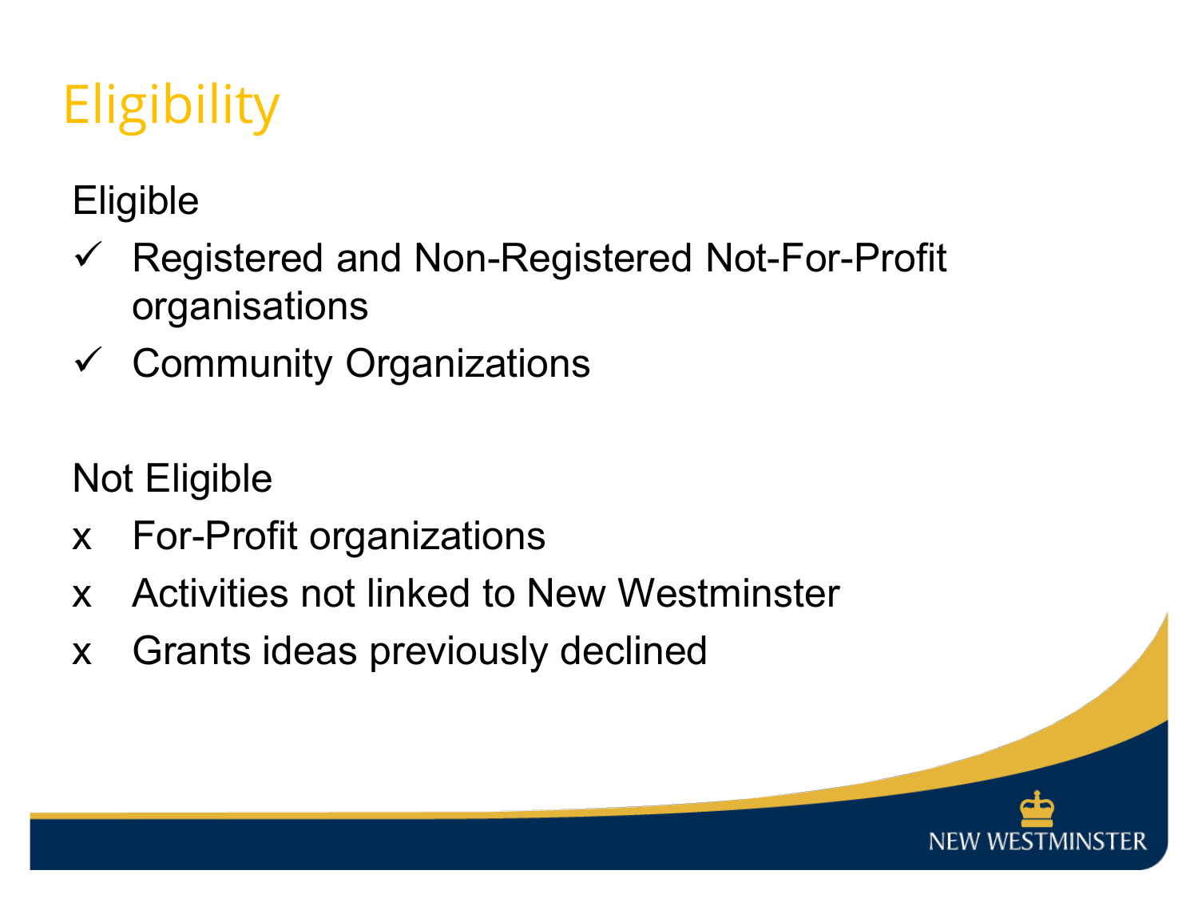# Eligibility

Eligible

- ✓ Registered and Non-Registered Not-For-Profit organisations
- ✓ Community Organizations

Not Eligible

- x For-Profit organizations
- x Activities not linked to New Westminster
- x Grants ideas previously declined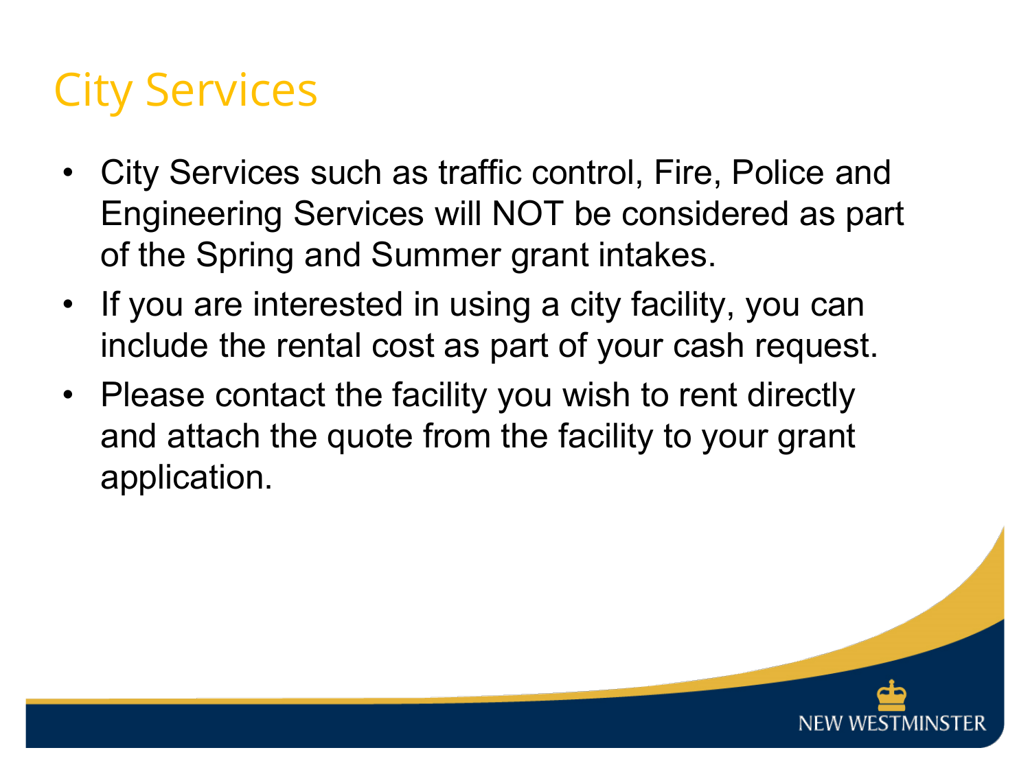# City Services

- City Services such as traffic control, Fire, Police and Engineering Services will NOT be considered as part of the Spring and Summer grant intakes.
- If you are interested in using a city facility, you can include the rental cost as part of your cash request.
- Please contact the facility you wish to rent directly and attach the quote from the facility to your grant application.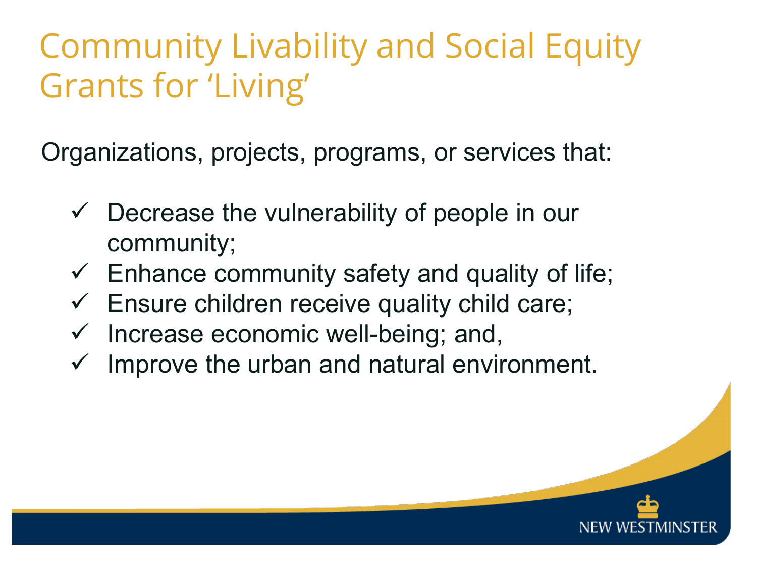# Community Livability and Social Equity Grants for 'Living'

Organizations, projects, programs, or services that:

- ✓ Decrease the vulnerability of people in our community;
- ✓ Enhance community safety and quality of life;
- ✓ Ensure children receive quality child care;
- ✓ Increase economic well-being; and,
- ✓ Improve the urban and natural environment.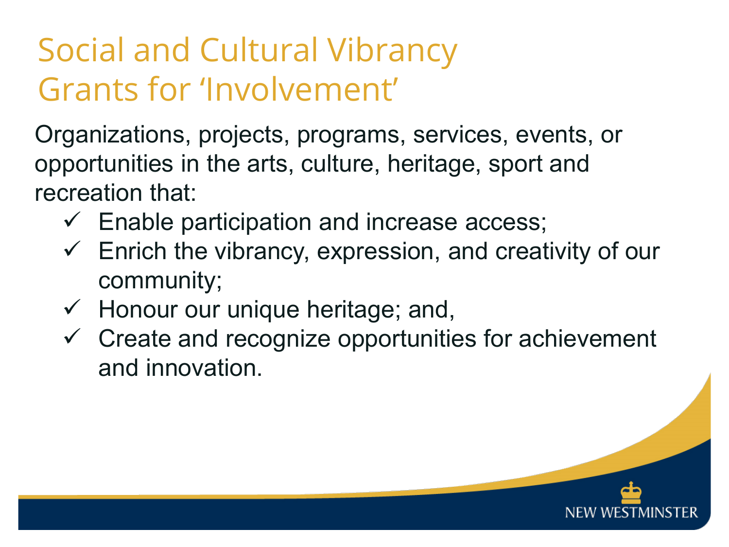# Social and Cultural Vibrancy Grants for 'Involvement'

Organizations, projects, programs, services, events, or opportunities in the arts, culture, heritage, sport and recreation that:

- ✓ Enable participation and increase access;
- ✓ Enrich the vibrancy, expression, and creativity of our community;
- ✓ Honour our unique heritage; and,
- ✓ Create and recognize opportunities for achievement and innovation.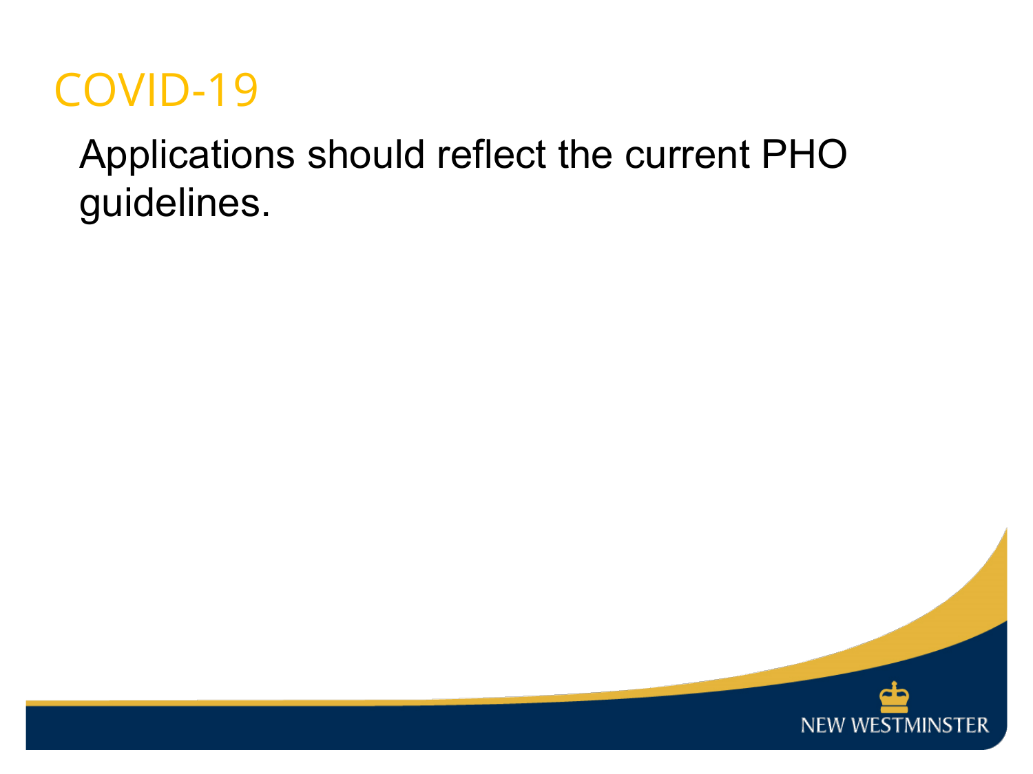# COVID-19

Applications should reflect the current PHO guidelines.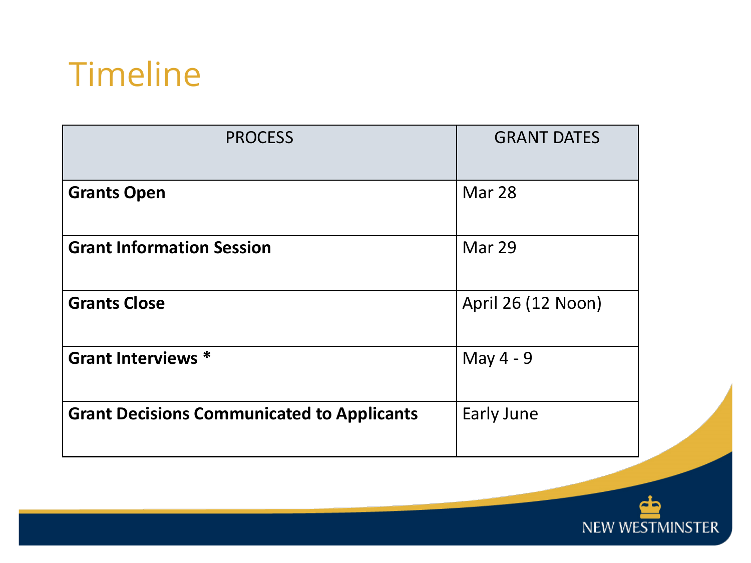# Timeline

| PROCESS | GRANT DATES |
|---|---|
| **Grants Open** | Mar 28 |
| **Grant Information Session** | Mar 29 |
| **Grants Close** | April 26 (12 Noon) |
| **Grant Interviews *** | May 4 - 9 |
| **Grant Decisions Communicated to Applicants** | Early June |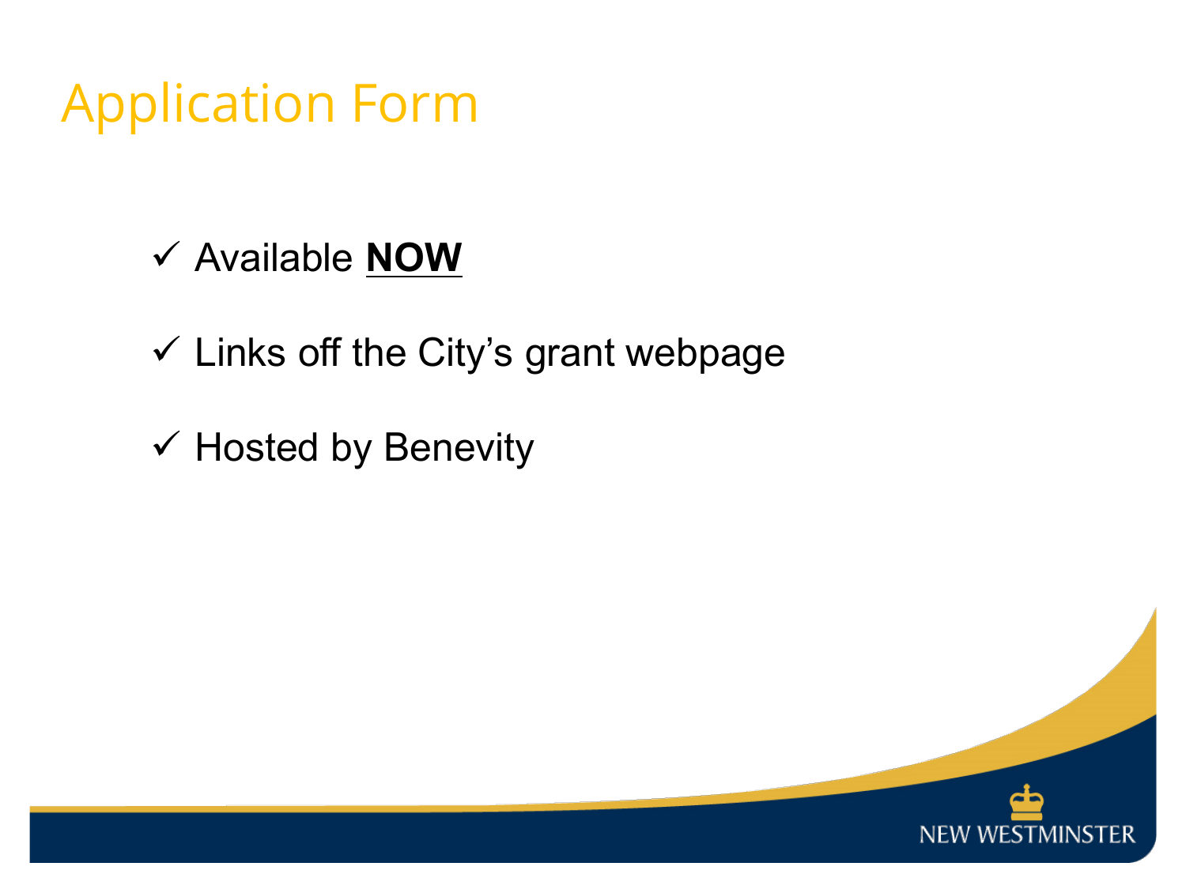# Application Form

- ✓ Available **NOW**
- ✓ Links off the City's grant webpage
- ✓ Hosted by Benevity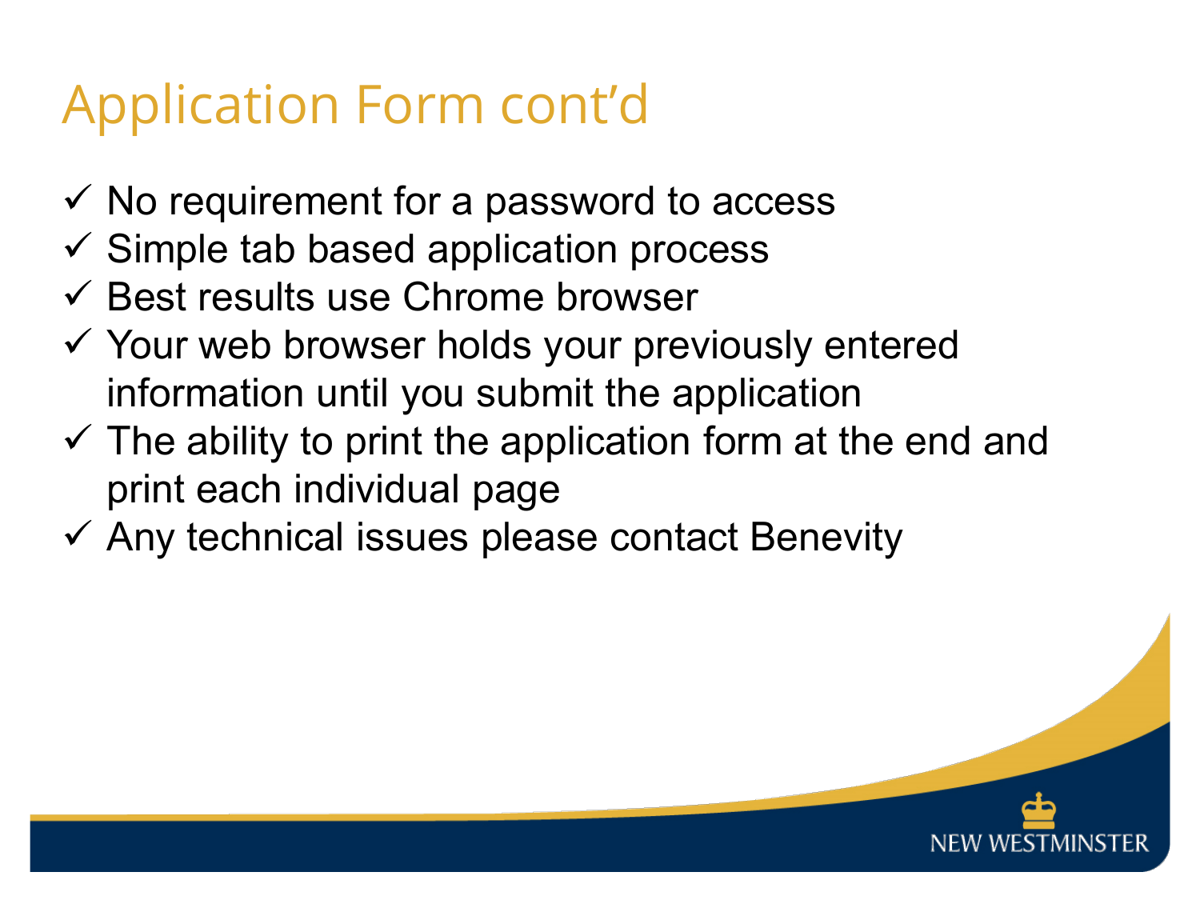# Application Form cont'd

- ✓ No requirement for a password to access
- ✓ Simple tab based application process
- ✓ Best results use Chrome browser
- ✓ Your web browser holds your previously entered information until you submit the application
- ✓ The ability to print the application form at the end and print each individual page
- ✓ Any technical issues please contact Benevity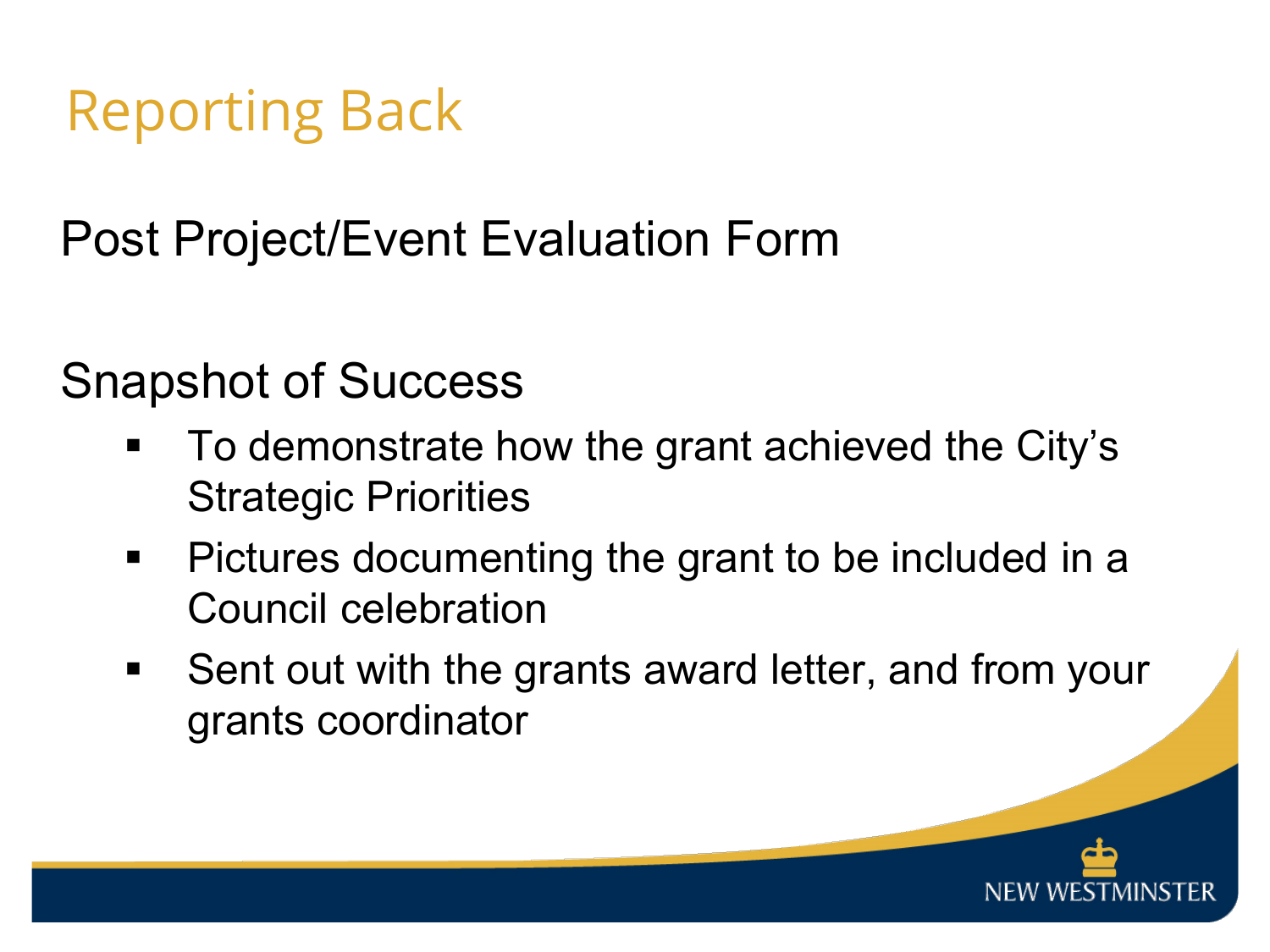# Reporting Back

Post Project/Event Evaluation Form

Snapshot of Success

- To demonstrate how the grant achieved the City's Strategic Priorities
- Pictures documenting the grant to be included in a Council celebration
- Sent out with the grants award letter, and from your grants coordinator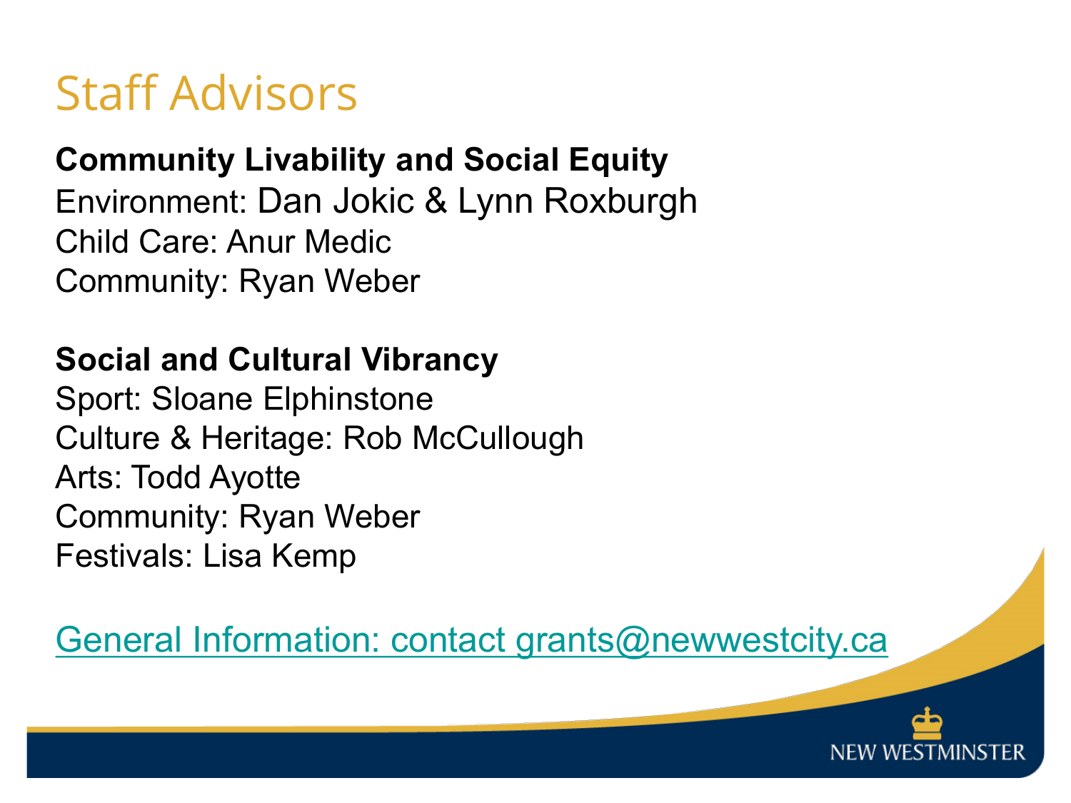# Staff Advisors

**Community Livability and Social Equity**

Environment: Dan Jokic & Lynn Roxburgh
Child Care: Anur Medic
Community: Ryan Weber

**Social and Cultural Vibrancy**

Sport: Sloane Elphinstone
Culture & Heritage: Rob McCullough
Arts: Todd Ayotte
Community: Ryan Weber
Festivals: Lisa Kemp

General Information: contact grants@newwestcity.ca